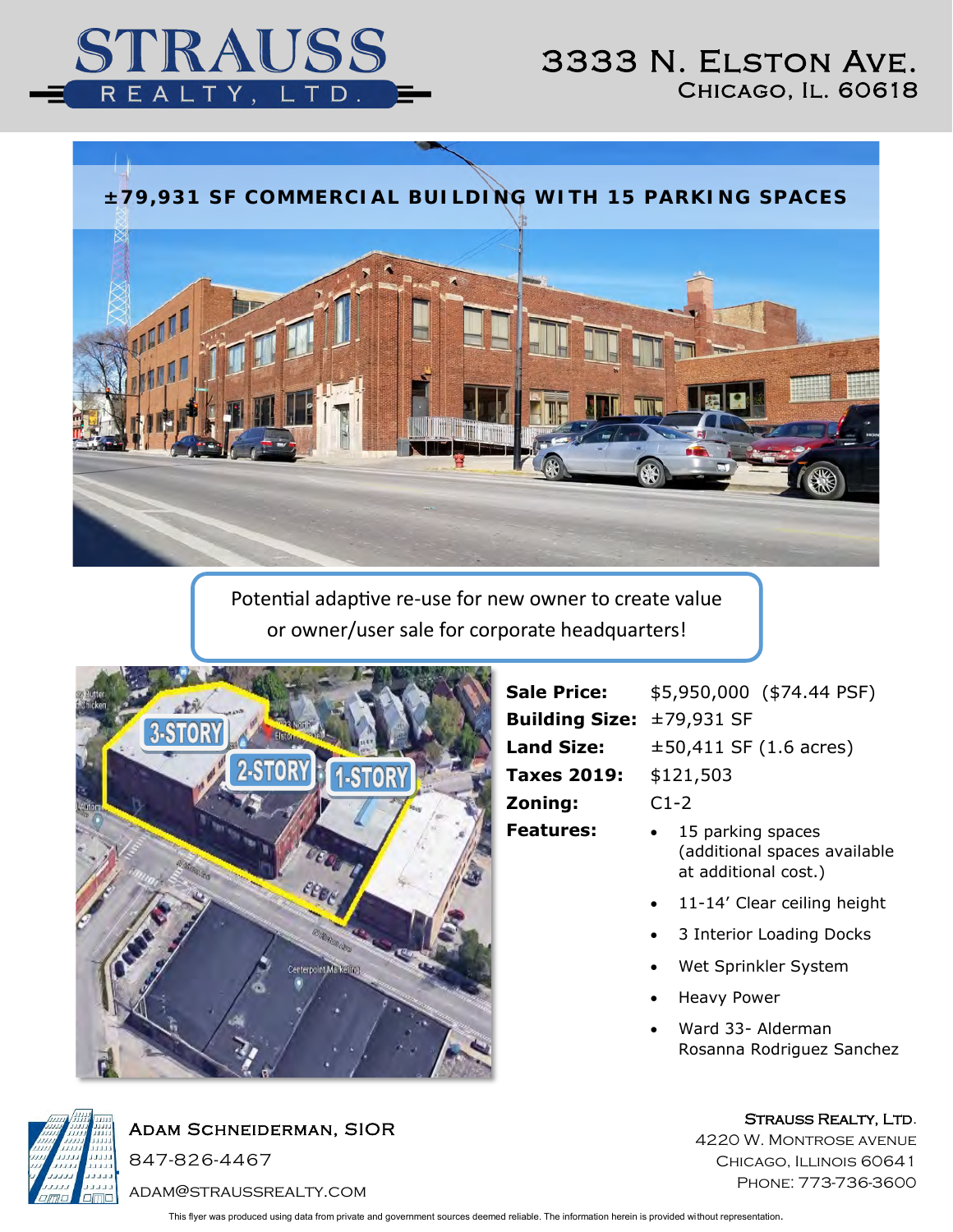# STRAUSS REALTY, LTD.

## 3333 N. Elston Ave.
### Chicago, IL. 60618

**±79,931 SF COMMERCIAL BUILDING WITH 15 PARKING SPACES**

Potential adaptive re-use for new owner to create value or owner/user sale for corporate headquarters!

| | |
|---|---|
| **Sale Price:** | $5,950,000 ($74.44 PSF) |
| **Building Size:** | ±79,931 SF |
| **Land Size:** | ±50,411 SF (1.6 acres) |
| **Taxes 2019:** | $121,503 |
| **Zoning:** | C1-2 |

**Features:**

- 15 parking spaces (additional spaces available at additional cost.)
- 11-14' Clear ceiling height
- 3 Interior Loading Docks
- Wet Sprinkler System
- Heavy Power
- Ward 33- Alderman Rosanna Rodriguez Sanchez

Adam Schneiderman, SIOR
847-826-4467
adam@straussrealty.com

Strauss Realty, Ltd.
4220 W. Montrose Avenue
Chicago, Illinois 60641
Phone: 773-736-3600

This flyer was produced using data from private and government sources deemed reliable. The information herein is provided without representation.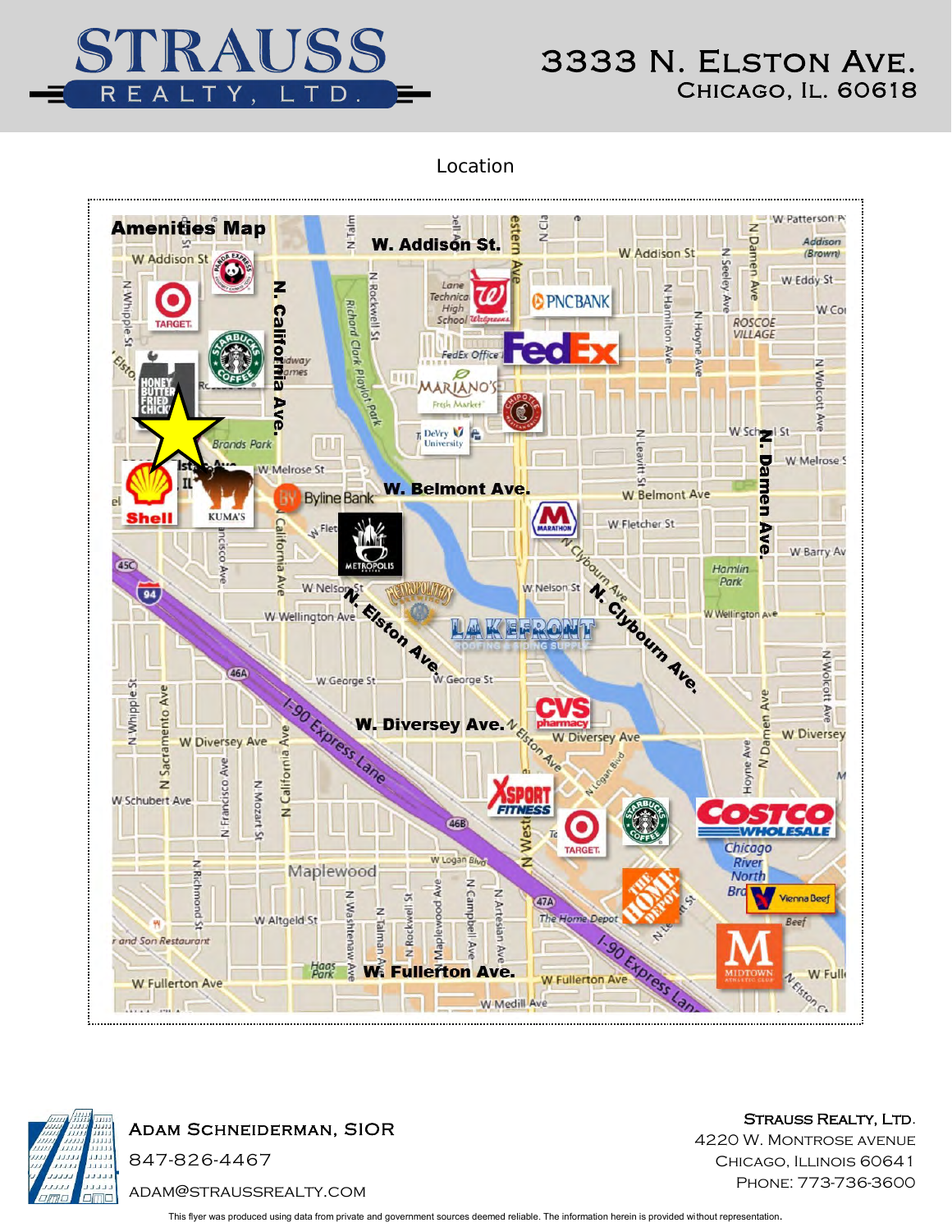# STRAUSS REALTY, LTD.

## 3333 N. Elston Ave.
### Chicago, IL. 60618

Location

**Amenities Map**

W. Addison St. | W. Belmont Ave. | W. Diversey Ave. | W. Fullerton Ave. | N. California Ave. | N. Damen Ave. | N. Elston Ave. | N. Clybourn Ave. | I-90 Express Lane

Adam Schneiderman, SIOR
847-826-4467
adam@straussrealty.com

Strauss Realty, Ltd.
4220 W. Montrose Avenue
Chicago, Illinois 60641
Phone: 773-736-3600

This flyer was produced using data from private and government sources deemed reliable. The information herein is provided without representation.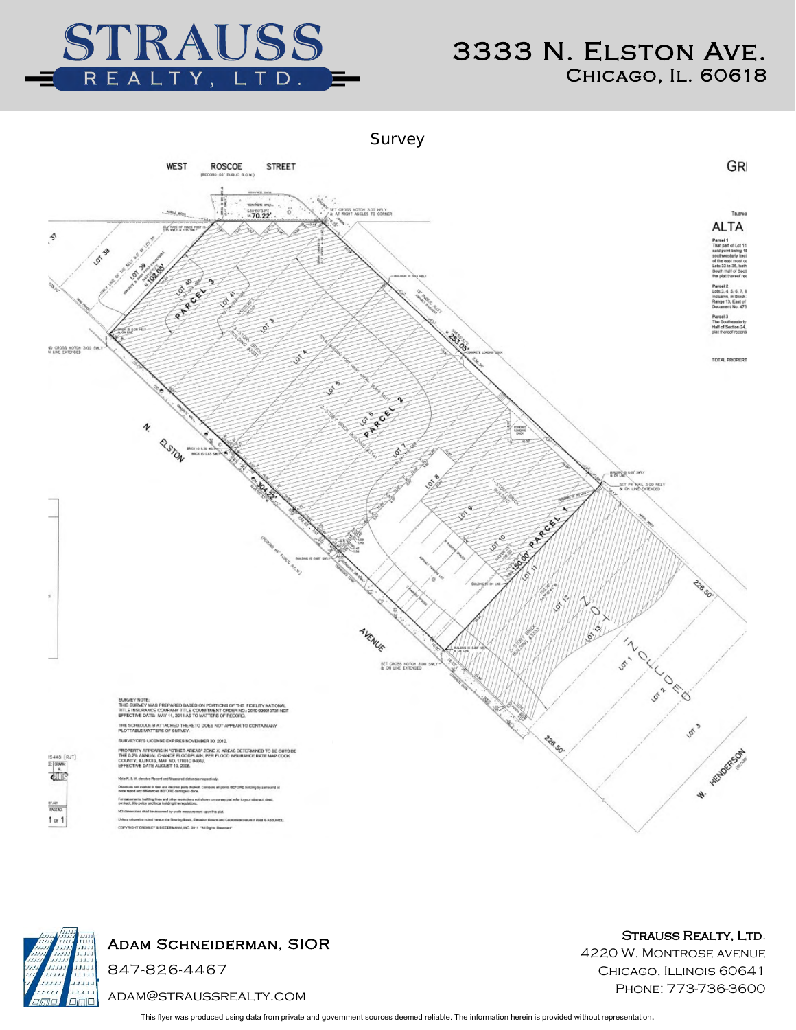# STRAUSS REALTY, LTD.

## 3333 N. Elston Ave.
### Chicago, IL. 60618

Survey

WEST ROSCOE STREET

(RECORD 66' PUBLIC R.O.W.)

70.22'

102.05'

LOT 38

LOT 39

LOT 40

LOT 41

PARCEL 3

LOT 3

LOT 4

LOT 5

LOT 6

PARCEL 2

LOT 7

LOT 8

LOT 9

LOT 10

LOT 11

PARCEL 1

LOT 12

LOT 13

NOT INCLUDED

LOT 1

LOT 2

LOT 3

253.05'

304.22'

150.00'

228.50'

228.50'

N. ELSTON AVENUE

W. HENDERSON

SET CROSS NOTCH 3.00 NELY & AT RIGHT ANGLES TO CORNER

SET CROSS NOTCH 3.00 SWLY & ON LINE EXTENDED

SET PK NAIL 3.00 NELY & ON LINE EXTENDED

16' PUBLIC ALLEY

2-STORY BRICK BUILDING #3341

1-STORY BRICK BUILDING

2-STORY BRICK BUILDING #3333

ALTA

SURVEY NOTE:
THIS SURVEY WAS PREPARED BASED ON PORTIONS OF THE FIDELITY NATIONAL TITLE INSURANCE COMPANY TITLE COMMITMENT ORDER NO.: 2010 000010731 NCF EFFECTIVE DATE: MAY 11, 2011 AS TO MATTERS OF RECORD.

THE SCHEDULE B ATTACHED THERETO DOES NOT APPEAR TO CONTAIN ANY PLOTTABLE MATTERS OF SURVEY.

SURVEYOR'S LICENSE EXPIRES NOVEMBER 30, 2012.

PROPERTY APPEARS IN "OTHER AREAS" ZONE X, AREAS DETERMINED TO BE OUTSIDE THE 0.2% ANNUAL CHANCE FLOODPLAIN, PER FLOOD INSURANCE RATE MAP COOK COUNTY, ILLINOIS, MAP NO. 17031C 0404J, EFFECTIVE DATE AUGUST 19, 2008.

COPYRIGHT GREMLEY & BIEDERMANN, INC. 2011 "All Rights Reserved"

**Adam Schneiderman, SIOR**
847-826-4467
adam@straussrealty.com

**Strauss Realty, Ltd.**
4220 W. Montrose Avenue
Chicago, Illinois 60641
Phone: 773-736-3600

This flyer was produced using data from private and government sources deemed reliable. The information herein is provided without representation.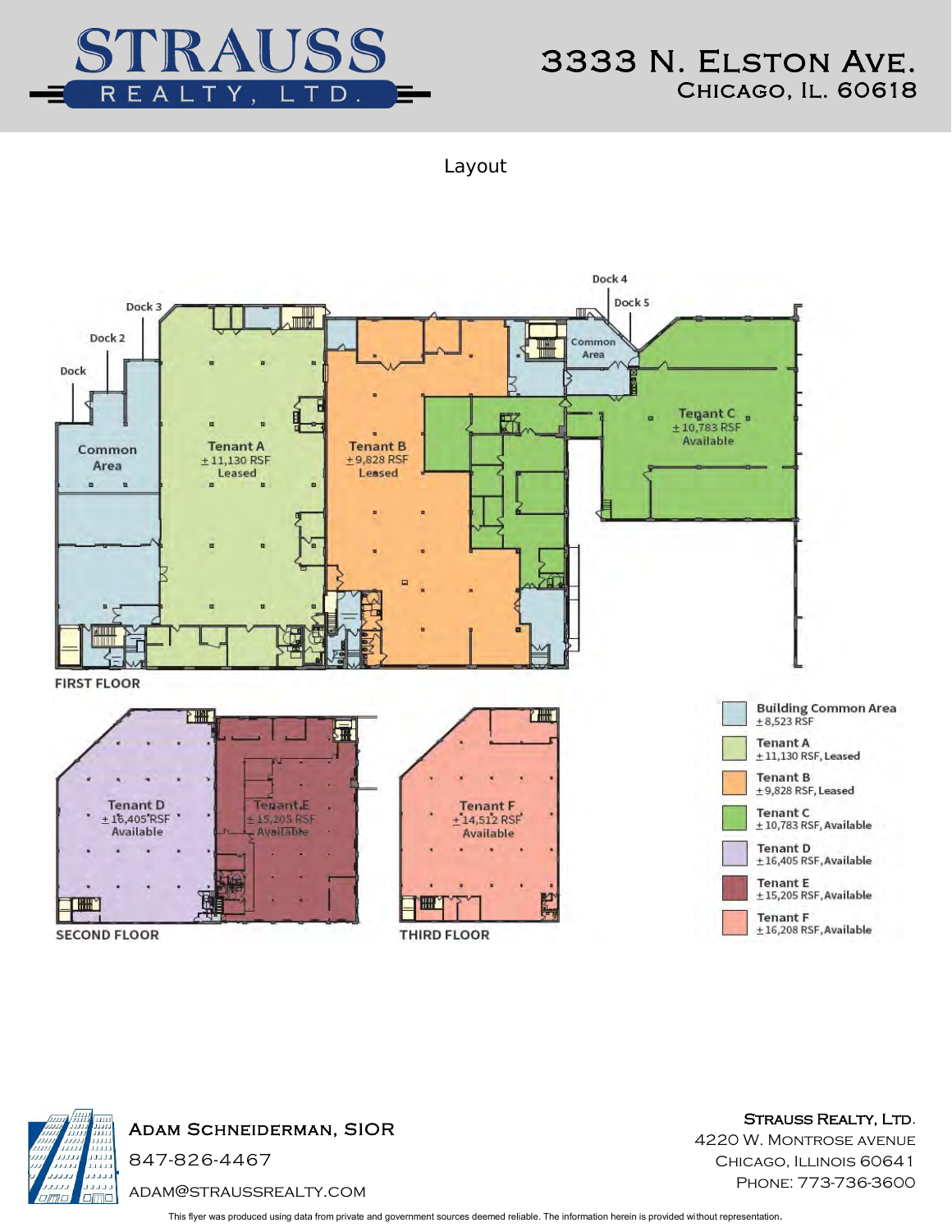# STRAUSS REALTY, LTD.

## 3333 N. Elston Ave.
Chicago, IL. 60618

### Layout

Dock 4

Dock 5

Dock 3

Dock 2

Dock

Common Area

Tenant A
±11,130 RSF
Leased

Tenant B
±9,828 RSF
Leased

Common Area

Tenant C
±10,783 RSF
Available

FIRST FLOOR

Tenant D
±16,405 RSF
Available

Tenant E
±15,205 RSF
Available

SECOND FLOOR

Tenant F
±14,512 RSF
Available

THIRD FLOOR

| Legend | |
|---|---|
| Building Common Area | ±8,523 RSF |
| Tenant A | ±11,130 RSF, Leased |
| Tenant B | ±9,828 RSF, Leased |
| Tenant C | ±10,783 RSF, Available |
| Tenant D | ±16,405 RSF, Available |
| Tenant E | ±15,205 RSF, Available |
| Tenant F | ±16,208 RSF, Available |

**Adam Schneiderman, SIOR**
847-826-4467
adam@straussrealty.com

**Strauss Realty, Ltd.**
4220 W. Montrose Avenue
Chicago, Illinois 60641
Phone: 773-736-3600

This flyer was produced using data from private and government sources deemed reliable. The information herein is provided without representation.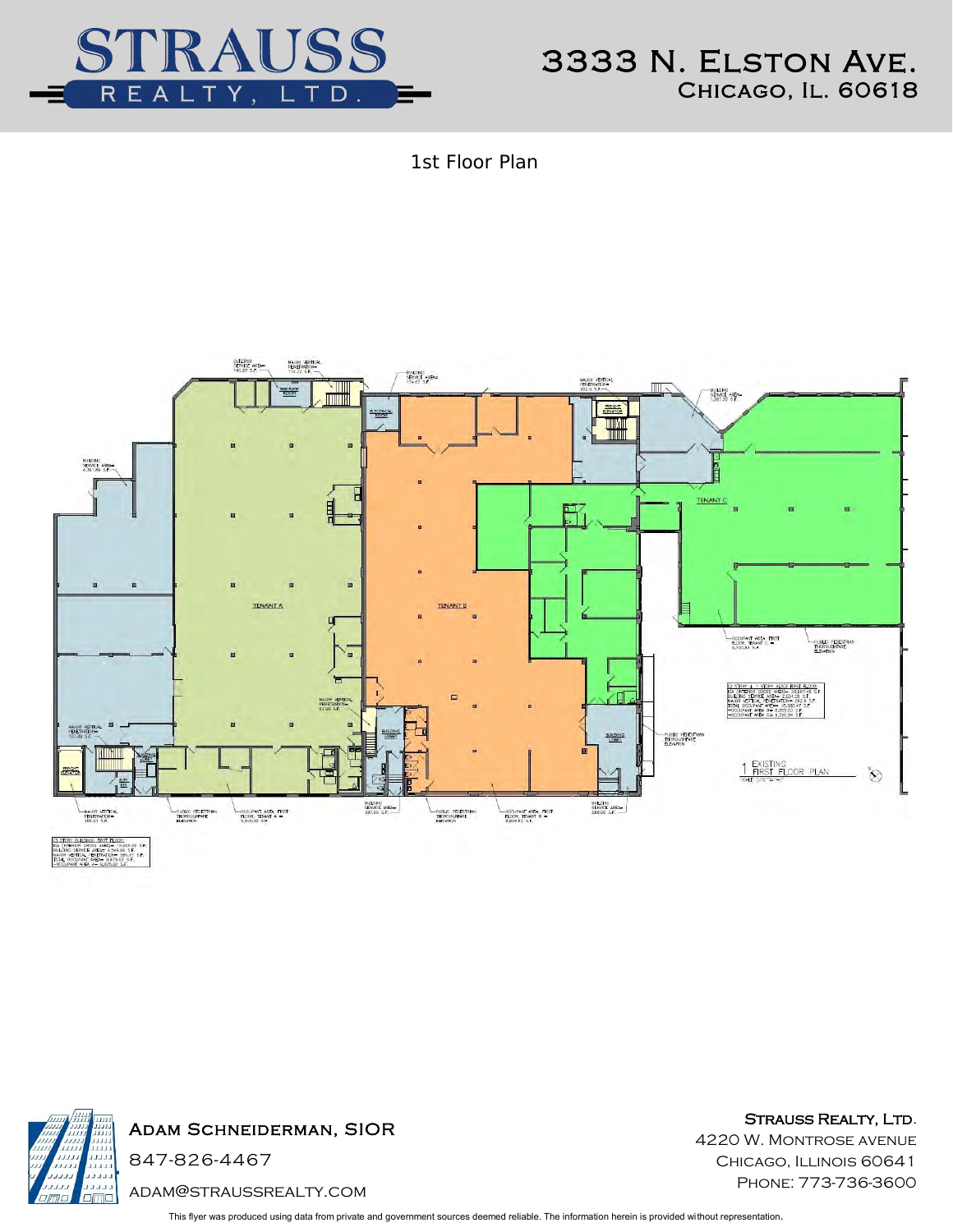# 3333 N. Elston Ave.

Chicago, IL. 60618

1st Floor Plan

Adam Schneiderman, SIOR

847-826-4467

adam@straussrealty.com

**Strauss Realty, Ltd.**

4220 W. Montrose Avenue

Chicago, Illinois 60641

Phone: 773-736-3600

This flyer was produced using data from private and government sources deemed reliable. The information herein is provided without representation.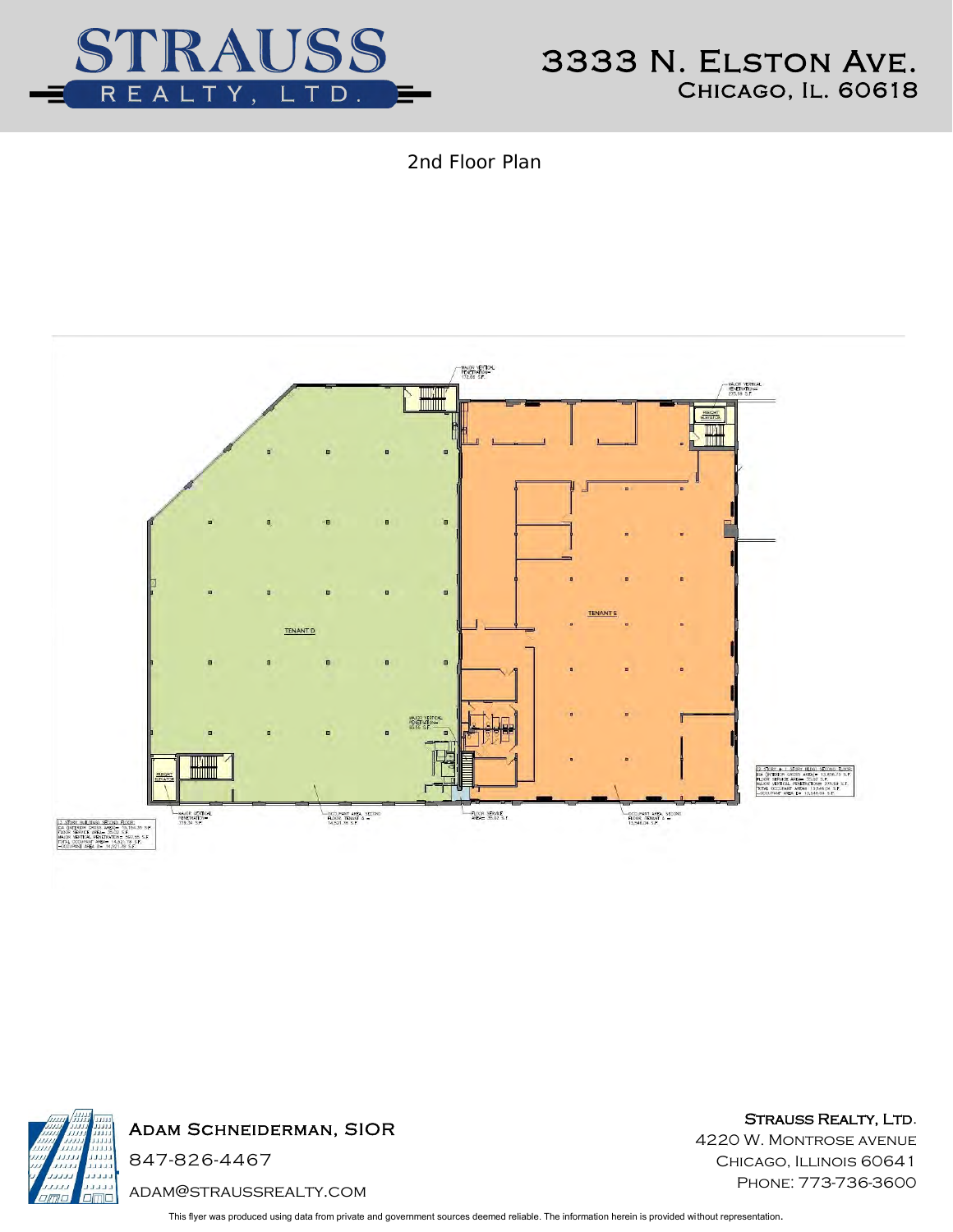# 2nd Floor Plan

TENANT D

TENANT E

ADAM SCHNEIDERMAN, SIOR

847-826-4467

ADAM@STRAUSSREALTY.COM

STRAUSS REALTY, LTD.
4220 W. MONTROSE AVENUE
CHICAGO, ILLINOIS 60641
PHONE: 773-736-3600

This flyer was produced using data from private and government sources deemed reliable. The information herein is provided without representation.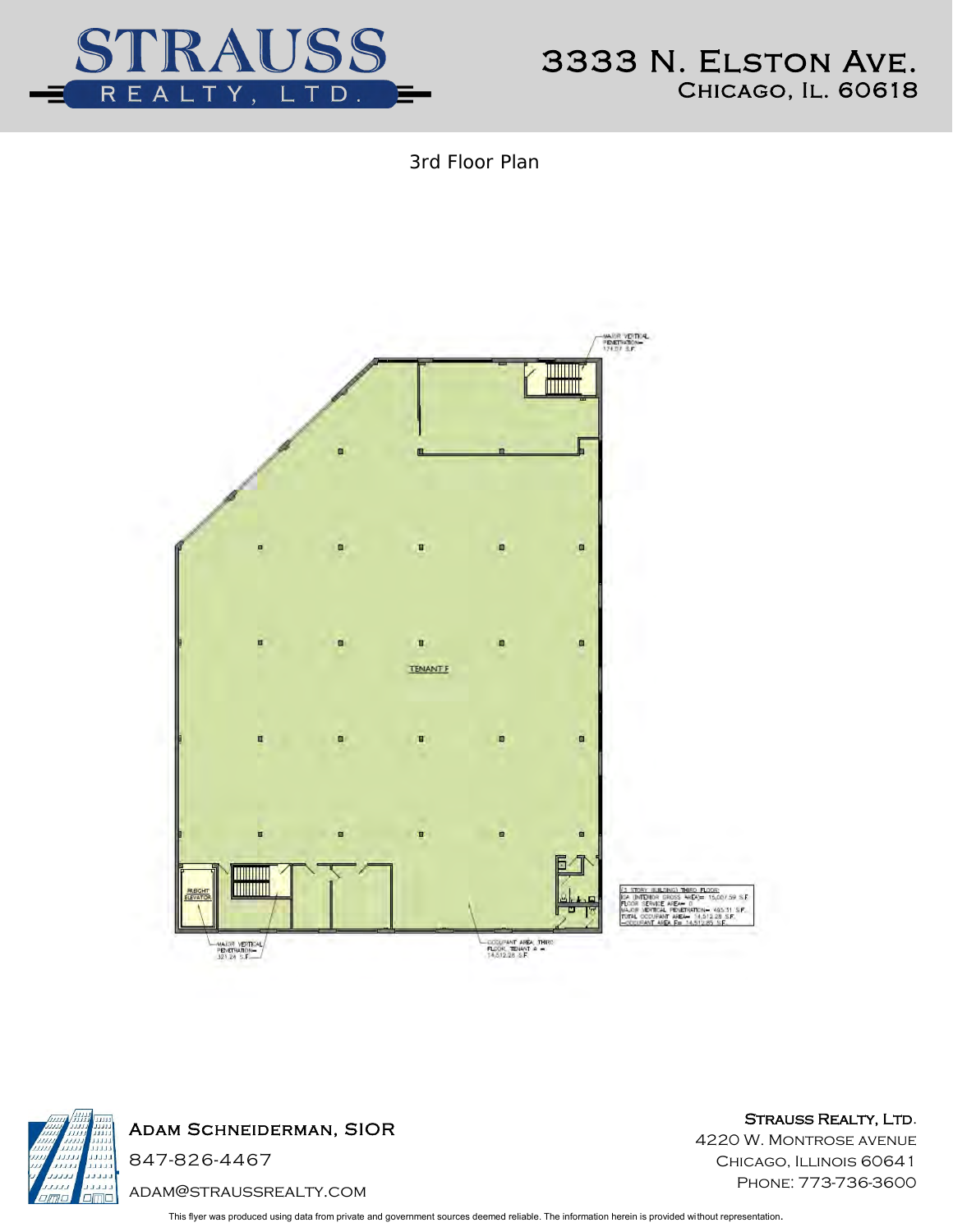# STRAUSS REALTY, LTD.

## 3333 N. Elston Ave.
Chicago, IL. 60618

3rd Floor Plan

MAJOR VERTICAL PENETRATION= 174.07 S.F.

FREIGHT ELEVATOR

TENANT F

MAJOR VERTICAL PENETRATION= 321.24 S.F.

OCCUPANT AREA THIRD FLOOR TENANT 4 = 14,512.28 S.F.

(3 STORY BUILDING) THIRD FLOOR:
IGA (INTERIOR GROSS AREA)= 15,007.59 S.F.
FLOOR SERVICE AREA= 0
MAJOR VERTICAL PENETRATION= 495.31 S.F.
TOTAL OCCUPANT AREA= 14,512.28 S.F.
OCCUPANT AREA F= 14,512.85 S.F.

**Adam Schneiderman, SIOR**
847-826-4467
adam@straussrealty.com

**Strauss Realty, Ltd.**
4220 W. Montrose Avenue
Chicago, Illinois 60641
Phone: 773-736-3600

This flyer was produced using data from private and government sources deemed reliable. The information herein is provided without representation.